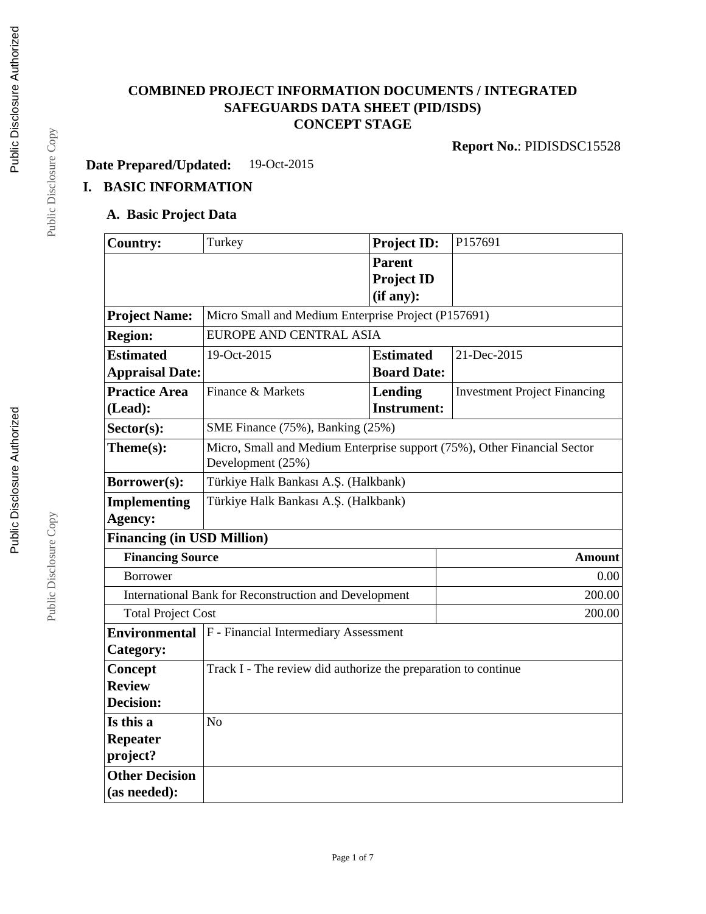# COMBINED PROJECT INFORMATION DOCUMENTS / INTEGRATED SAFEGUARDS DATA SHEET (PID/ISDS)
# CONCEPT STAGE

**Report No.**: PIDISDSC15528

**Date Prepared/Updated:** 19-Oct-2015

## I. BASIC INFORMATION

### A. Basic Project Data

| **Country:** | Turkey | **Project ID:** | P157691 |
|---|---|---|---|
| | | **Parent Project ID (if any):** | |
| **Project Name:** | Micro Small and Medium Enterprise Project (P157691) | | |
| **Region:** | EUROPE AND CENTRAL ASIA | | |
| **Estimated Appraisal Date:** | 19-Oct-2015 | **Estimated Board Date:** | 21-Dec-2015 |
| **Practice Area (Lead):** | Finance & Markets | **Lending Instrument:** | Investment Project Financing |
| **Sector(s):** | SME Finance (75%), Banking (25%) | | |
| **Theme(s):** | Micro, Small and Medium Enterprise support (75%), Other Financial Sector Development (25%) | | |
| **Borrower(s):** | Türkiye Halk Bankası A.Ş. (Halkbank) | | |
| **Implementing Agency:** | Türkiye Halk Bankası A.Ş. (Halkbank) | | |

**Financing (in USD Million)**

| **Financing Source** | **Amount** |
|---|---|
| Borrower | 0.00 |
| International Bank for Reconstruction and Development | 200.00 |
| Total Project Cost | 200.00 |

| **Environmental Category:** | F - Financial Intermediary Assessment |
|---|---|
| **Concept Review Decision:** | Track I - The review did authorize the preparation to continue |
| **Is this a Repeater project?** | No |
| **Other Decision (as needed):** | |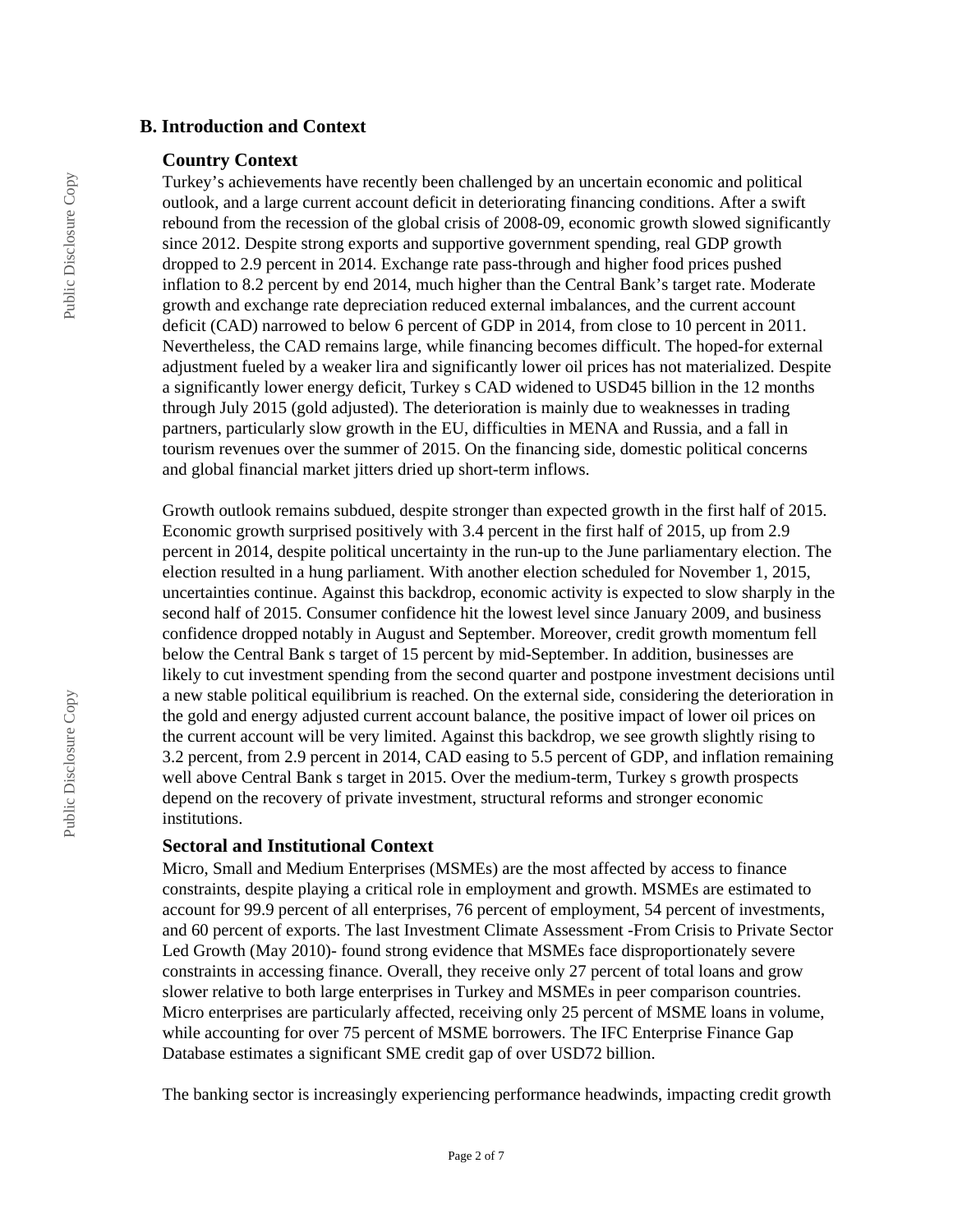## B. Introduction and Context

### Country Context

Turkey's achievements have recently been challenged by an uncertain economic and political outlook, and a large current account deficit in deteriorating financing conditions. After a swift rebound from the recession of the global crisis of 2008-09, economic growth slowed significantly since 2012. Despite strong exports and supportive government spending, real GDP growth dropped to 2.9 percent in 2014. Exchange rate pass-through and higher food prices pushed inflation to 8.2 percent by end 2014, much higher than the Central Bank's target rate. Moderate growth and exchange rate depreciation reduced external imbalances, and the current account deficit (CAD) narrowed to below 6 percent of GDP in 2014, from close to 10 percent in 2011. Nevertheless, the CAD remains large, while financing becomes difficult. The hoped-for external adjustment fueled by a weaker lira and significantly lower oil prices has not materialized. Despite a significantly lower energy deficit, Turkey s CAD widened to USD45 billion in the 12 months through July 2015 (gold adjusted). The deterioration is mainly due to weaknesses in trading partners, particularly slow growth in the EU, difficulties in MENA and Russia, and a fall in tourism revenues over the summer of 2015. On the financing side, domestic political concerns and global financial market jitters dried up short-term inflows.

Growth outlook remains subdued, despite stronger than expected growth in the first half of 2015. Economic growth surprised positively with 3.4 percent in the first half of 2015, up from 2.9 percent in 2014, despite political uncertainty in the run-up to the June parliamentary election. The election resulted in a hung parliament. With another election scheduled for November 1, 2015, uncertainties continue. Against this backdrop, economic activity is expected to slow sharply in the second half of 2015. Consumer confidence hit the lowest level since January 2009, and business confidence dropped notably in August and September. Moreover, credit growth momentum fell below the Central Bank s target of 15 percent by mid-September. In addition, businesses are likely to cut investment spending from the second quarter and postpone investment decisions until a new stable political equilibrium is reached. On the external side, considering the deterioration in the gold and energy adjusted current account balance, the positive impact of lower oil prices on the current account will be very limited. Against this backdrop, we see growth slightly rising to 3.2 percent, from 2.9 percent in 2014, CAD easing to 5.5 percent of GDP, and inflation remaining well above Central Bank s target in 2015. Over the medium-term, Turkey s growth prospects depend on the recovery of private investment, structural reforms and stronger economic institutions.

### Sectoral and Institutional Context

Micro, Small and Medium Enterprises (MSMEs) are the most affected by access to finance constraints, despite playing a critical role in employment and growth. MSMEs are estimated to account for 99.9 percent of all enterprises, 76 percent of employment, 54 percent of investments, and 60 percent of exports. The last Investment Climate Assessment -From Crisis to Private Sector Led Growth (May 2010)- found strong evidence that MSMEs face disproportionately severe constraints in accessing finance. Overall, they receive only 27 percent of total loans and grow slower relative to both large enterprises in Turkey and MSMEs in peer comparison countries. Micro enterprises are particularly affected, receiving only 25 percent of MSME loans in volume, while accounting for over 75 percent of MSME borrowers. The IFC Enterprise Finance Gap Database estimates a significant SME credit gap of over USD72 billion.

The banking sector is increasingly experiencing performance headwinds, impacting credit growth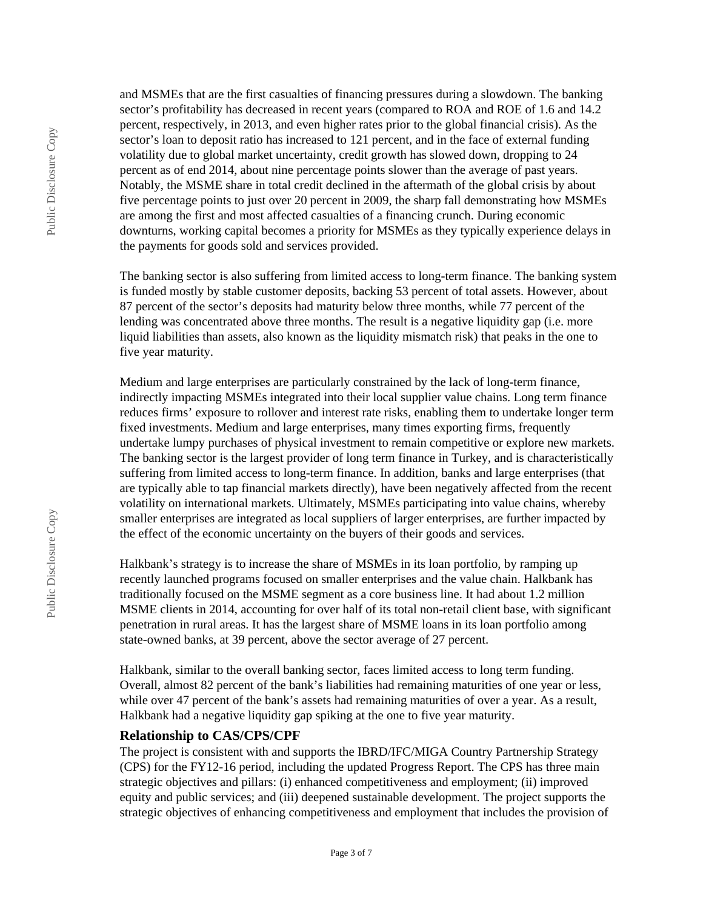and MSMEs that are the first casualties of financing pressures during a slowdown. The banking sector's profitability has decreased in recent years (compared to ROA and ROE of 1.6 and 14.2 percent, respectively, in 2013, and even higher rates prior to the global financial crisis). As the sector's loan to deposit ratio has increased to 121 percent, and in the face of external funding volatility due to global market uncertainty, credit growth has slowed down, dropping to 24 percent as of end 2014, about nine percentage points slower than the average of past years. Notably, the MSME share in total credit declined in the aftermath of the global crisis by about five percentage points to just over 20 percent in 2009, the sharp fall demonstrating how MSMEs are among the first and most affected casualties of a financing crunch. During economic downturns, working capital becomes a priority for MSMEs as they typically experience delays in the payments for goods sold and services provided.

The banking sector is also suffering from limited access to long-term finance. The banking system is funded mostly by stable customer deposits, backing 53 percent of total assets. However, about 87 percent of the sector's deposits had maturity below three months, while 77 percent of the lending was concentrated above three months. The result is a negative liquidity gap (i.e. more liquid liabilities than assets, also known as the liquidity mismatch risk) that peaks in the one to five year maturity.

Medium and large enterprises are particularly constrained by the lack of long-term finance, indirectly impacting MSMEs integrated into their local supplier value chains. Long term finance reduces firms' exposure to rollover and interest rate risks, enabling them to undertake longer term fixed investments. Medium and large enterprises, many times exporting firms, frequently undertake lumpy purchases of physical investment to remain competitive or explore new markets. The banking sector is the largest provider of long term finance in Turkey, and is characteristically suffering from limited access to long-term finance. In addition, banks and large enterprises (that are typically able to tap financial markets directly), have been negatively affected from the recent volatility on international markets. Ultimately, MSMEs participating into value chains, whereby smaller enterprises are integrated as local suppliers of larger enterprises, are further impacted by the effect of the economic uncertainty on the buyers of their goods and services.

Halkbank's strategy is to increase the share of MSMEs in its loan portfolio, by ramping up recently launched programs focused on smaller enterprises and the value chain. Halkbank has traditionally focused on the MSME segment as a core business line. It had about 1.2 million MSME clients in 2014, accounting for over half of its total non-retail client base, with significant penetration in rural areas. It has the largest share of MSME loans in its loan portfolio among state-owned banks, at 39 percent, above the sector average of 27 percent.

Halkbank, similar to the overall banking sector, faces limited access to long term funding. Overall, almost 82 percent of the bank's liabilities had remaining maturities of one year or less, while over 47 percent of the bank's assets had remaining maturities of over a year. As a result, Halkbank had a negative liquidity gap spiking at the one to five year maturity.

### Relationship to CAS/CPS/CPF

The project is consistent with and supports the IBRD/IFC/MIGA Country Partnership Strategy (CPS) for the FY12-16 period, including the updated Progress Report. The CPS has three main strategic objectives and pillars: (i) enhanced competitiveness and employment; (ii) improved equity and public services; and (iii) deepened sustainable development. The project supports the strategic objectives of enhancing competitiveness and employment that includes the provision of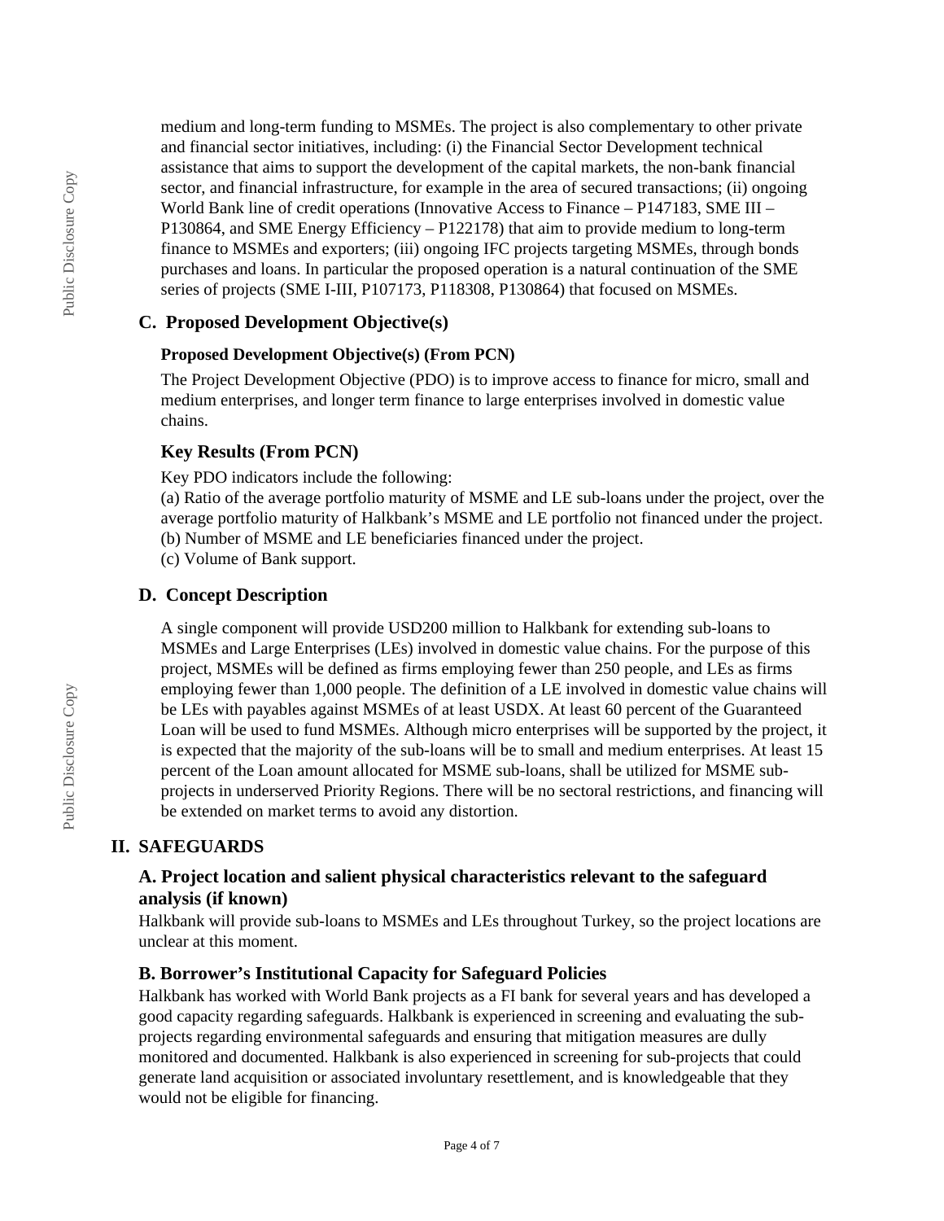medium and long-term funding to MSMEs. The project is also complementary to other private and financial sector initiatives, including: (i) the Financial Sector Development technical assistance that aims to support the development of the capital markets, the non-bank financial sector, and financial infrastructure, for example in the area of secured transactions; (ii) ongoing World Bank line of credit operations (Innovative Access to Finance – P147183, SME III – P130864, and SME Energy Efficiency – P122178) that aim to provide medium to long-term finance to MSMEs and exporters; (iii) ongoing IFC projects targeting MSMEs, through bonds purchases and loans. In particular the proposed operation is a natural continuation of the SME series of projects (SME I-III, P107173, P118308, P130864) that focused on MSMEs.

## C. Proposed Development Objective(s)

### Proposed Development Objective(s) (From PCN)

The Project Development Objective (PDO) is to improve access to finance for micro, small and medium enterprises, and longer term finance to large enterprises involved in domestic value chains.

### Key Results (From PCN)

Key PDO indicators include the following:
(a) Ratio of the average portfolio maturity of MSME and LE sub-loans under the project, over the average portfolio maturity of Halkbank's MSME and LE portfolio not financed under the project.
(b) Number of MSME and LE beneficiaries financed under the project.
(c) Volume of Bank support.

## D. Concept Description

A single component will provide USD200 million to Halkbank for extending sub-loans to MSMEs and Large Enterprises (LEs) involved in domestic value chains. For the purpose of this project, MSMEs will be defined as firms employing fewer than 250 people, and LEs as firms employing fewer than 1,000 people. The definition of a LE involved in domestic value chains will be LEs with payables against MSMEs of at least USDX. At least 60 percent of the Guaranteed Loan will be used to fund MSMEs. Although micro enterprises will be supported by the project, it is expected that the majority of the sub-loans will be to small and medium enterprises. At least 15 percent of the Loan amount allocated for MSME sub-loans, shall be utilized for MSME sub-projects in underserved Priority Regions. There will be no sectoral restrictions, and financing will be extended on market terms to avoid any distortion.

# II. SAFEGUARDS

## A. Project location and salient physical characteristics relevant to the safeguard analysis (if known)

Halkbank will provide sub-loans to MSMEs and LEs throughout Turkey, so the project locations are unclear at this moment.

## B. Borrower's Institutional Capacity for Safeguard Policies

Halkbank has worked with World Bank projects as a FI bank for several years and has developed a good capacity regarding safeguards. Halkbank is experienced in screening and evaluating the sub-projects regarding environmental safeguards and ensuring that mitigation measures are dully monitored and documented. Halkbank is also experienced in screening for sub-projects that could generate land acquisition or associated involuntary resettlement, and is knowledgeable that they would not be eligible for financing.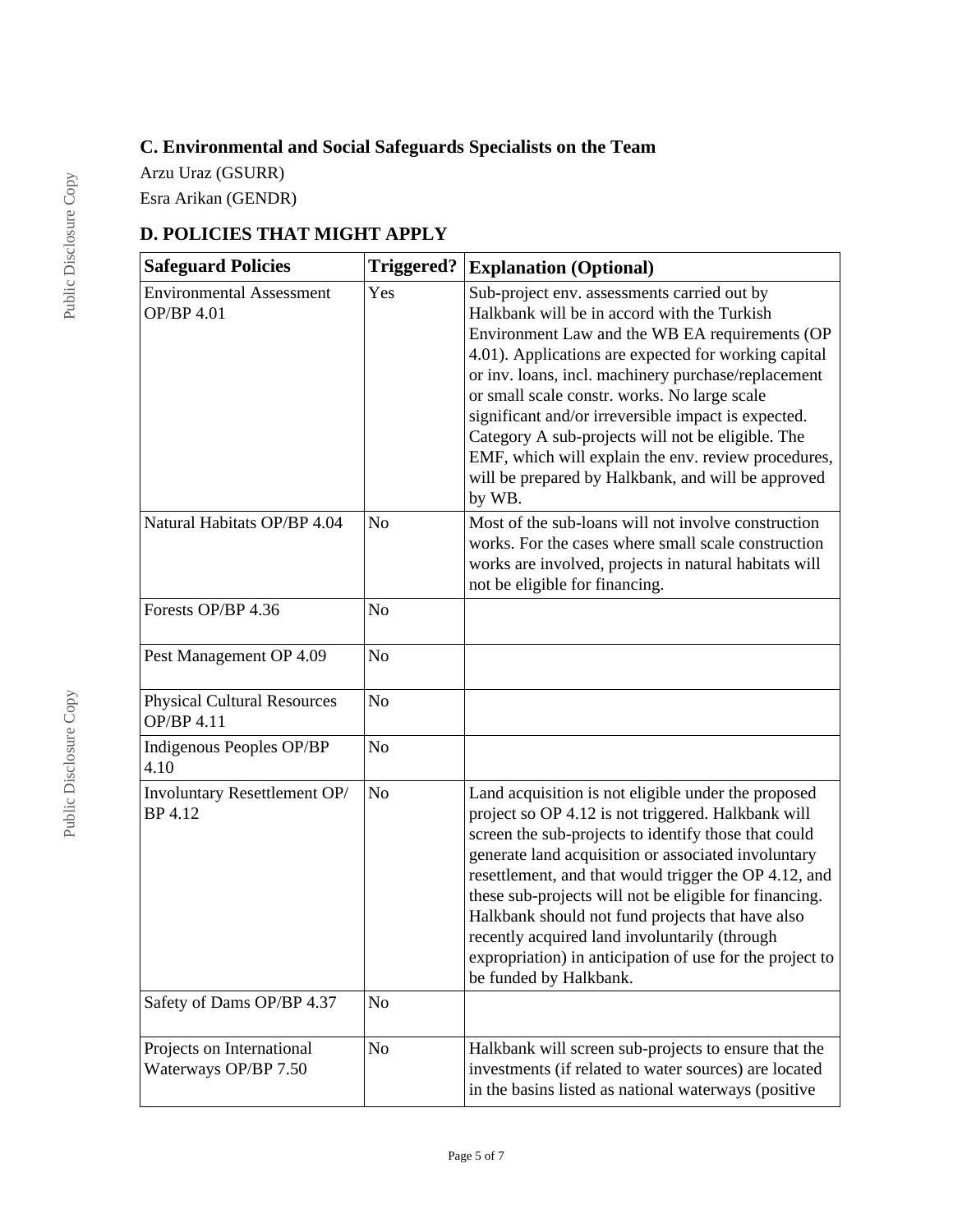### C. Environmental and Social Safeguards Specialists on the Team

Arzu Uraz (GSURR)

Esra Arikan (GENDR)

### D. POLICIES THAT MIGHT APPLY

| Safeguard Policies | Triggered? | Explanation (Optional) |
|---|---|---|
| Environmental Assessment OP/BP 4.01 | Yes | Sub-project env. assessments carried out by Halkbank will be in accord with the Turkish Environment Law and the WB EA requirements (OP 4.01). Applications are expected for working capital or inv. loans, incl. machinery purchase/replacement or small scale constr. works. No large scale significant and/or irreversible impact is expected. Category A sub-projects will not be eligible. The EMF, which will explain the env. review procedures, will be prepared by Halkbank, and will be approved by WB. |
| Natural Habitats OP/BP 4.04 | No | Most of the sub-loans will not involve construction works. For the cases where small scale construction works are involved, projects in natural habitats will not be eligible for financing. |
| Forests OP/BP 4.36 | No | |
| Pest Management OP 4.09 | No | |
| Physical Cultural Resources OP/BP 4.11 | No | |
| Indigenous Peoples OP/BP 4.10 | No | |
| Involuntary Resettlement OP/BP 4.12 | No | Land acquisition is not eligible under the proposed project so OP 4.12 is not triggered. Halkbank will screen the sub-projects to identify those that could generate land acquisition or associated involuntary resettlement, and that would trigger the OP 4.12, and these sub-projects will not be eligible for financing. Halkbank should not fund projects that have also recently acquired land involuntarily (through expropriation) in anticipation of use for the project to be funded by Halkbank. |
| Safety of Dams OP/BP 4.37 | No | |
| Projects on International Waterways OP/BP 7.50 | No | Halkbank will screen sub-projects to ensure that the investments (if related to water sources) are located in the basins listed as national waterways (positive |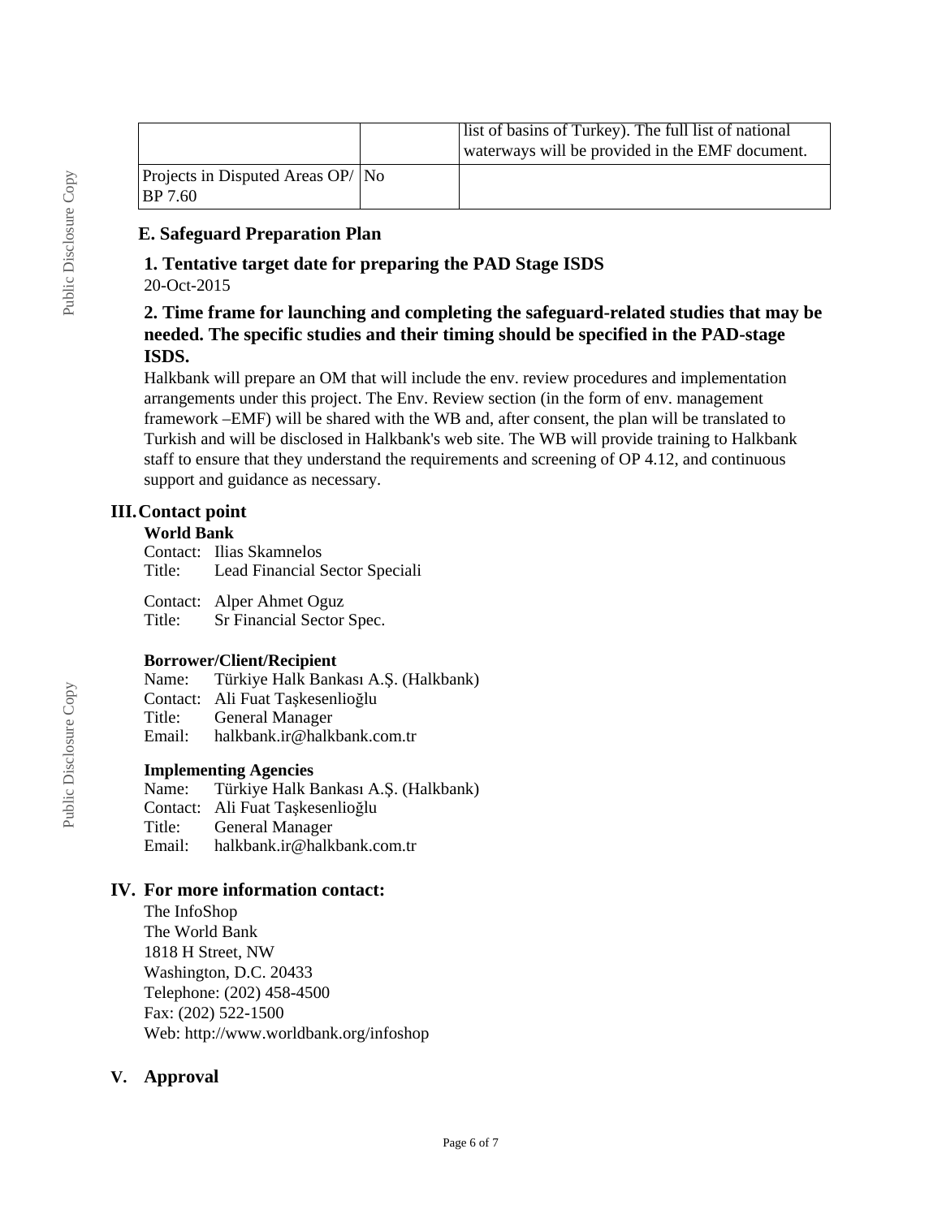| | | |
|---|---|---|
| | | list of basins of Turkey). The full list of national waterways will be provided in the EMF document. |
| Projects in Disputed Areas OP/ BP 7.60 | No | |

### E. Safeguard Preparation Plan

#### 1. Tentative target date for preparing the PAD Stage ISDS

20-Oct-2015

#### 2. Time frame for launching and completing the safeguard-related studies that may be needed. The specific studies and their timing should be specified in the PAD-stage ISDS.

Halkbank will prepare an OM that will include the env. review procedures and implementation arrangements under this project. The Env. Review section (in the form of env. management framework –EMF) will be shared with the WB and, after consent, the plan will be translated to Turkish and will be disclosed in Halkbank's web site. The WB will provide training to Halkbank staff to ensure that they understand the requirements and screening of OP 4.12, and continuous support and guidance as necessary.

## III. Contact point

**World Bank**

Contact: Ilias Skamnelos
Title: Lead Financial Sector Speciali

Contact: Alper Ahmet Oguz
Title: Sr Financial Sector Spec.

**Borrower/Client/Recipient**

Name: Türkiye Halk Bankası A.Ş. (Halkbank)
Contact: Ali Fuat Taşkesenlioğlu
Title: General Manager
Email: halkbank.ir@halkbank.com.tr

**Implementing Agencies**

Name: Türkiye Halk Bankası A.Ş. (Halkbank)
Contact: Ali Fuat Taşkesenlioğlu
Title: General Manager
Email: halkbank.ir@halkbank.com.tr

## IV. For more information contact:

The InfoShop
The World Bank
1818 H Street, NW
Washington, D.C. 20433
Telephone: (202) 458-4500
Fax: (202) 522-1500
Web: http://www.worldbank.org/infoshop

## V. Approval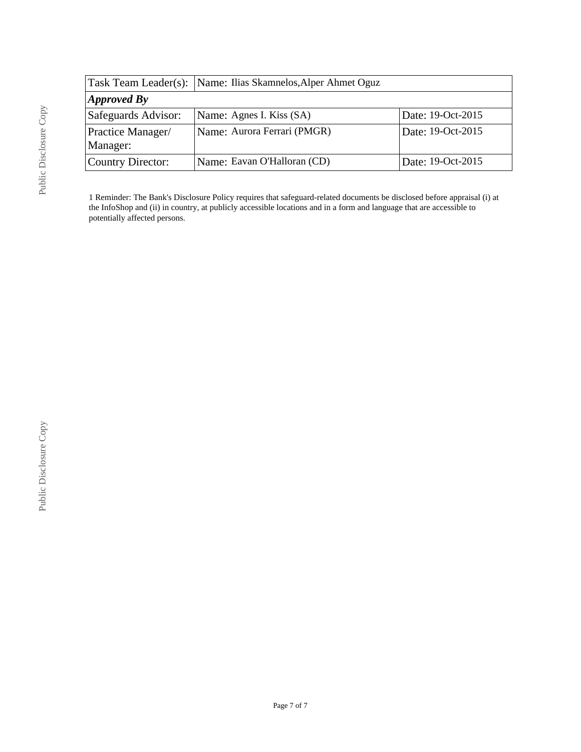| | | |
|---|---|---|
| Task Team Leader(s): | Name: Ilias Skamnelos,Alper Ahmet Oguz | |
| ***Approved By*** | | |
| Safeguards Advisor: | Name: Agnes I. Kiss (SA) | Date: 19-Oct-2015 |
| Practice Manager/ Manager: | Name: Aurora Ferrari (PMGR) | Date: 19-Oct-2015 |
| Country Director: | Name: Eavan O'Halloran (CD) | Date: 19-Oct-2015 |

1 Reminder: The Bank's Disclosure Policy requires that safeguard-related documents be disclosed before appraisal (i) at the InfoShop and (ii) in country, at publicly accessible locations and in a form and language that are accessible to potentially affected persons.